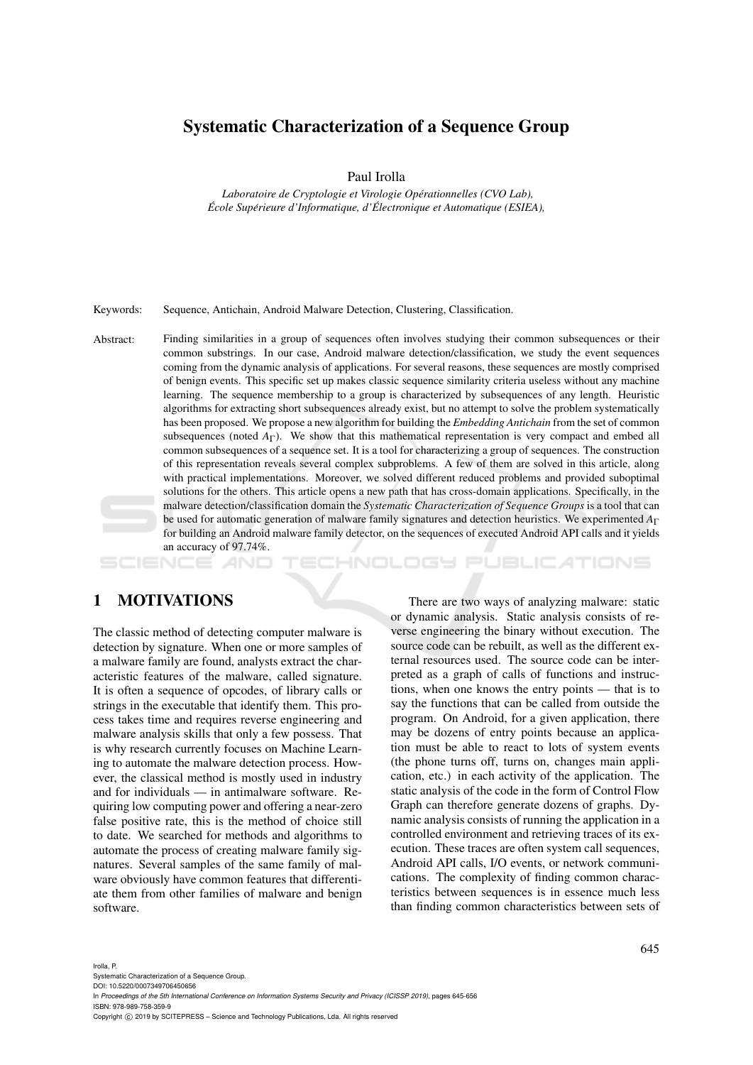# Systematic Characterization of a Sequence Group

Paul Irolla

*Laboratoire de Cryptologie et Virologie Opérationnelles (CVO Lab), École Supérieure d'Informatique, d'Électronique et Automatique (ESIEA),*

Keywords: Sequence, Antichain, Android Malware Detection, Clustering, Classification.

Abstract: Finding similarities in a group of sequences often involves studying their common subsequences or their common substrings. In our case, Android malware detection/classification, we study the event sequences coming from the dynamic analysis of applications. For several reasons, these sequences are mostly comprised of benign events. This specific set up makes classic sequence similarity criteria useless without any machine learning. The sequence membership to a group is characterized by subsequences of any length. Heuristic algorithms for extracting short subsequences already exist, but no attempt to solve the problem systematically has been proposed. We propose a new algorithm for building the *Embedding Antichain* from the set of common subsequences (noted $A_\Gamma$). We show that this mathematical representation is very compact and embed all common subsequences of a sequence set. It is a tool for characterizing a group of sequences. The construction of this representation reveals several complex subproblems. A few of them are solved in this article, along with practical implementations. Moreover, we solved different reduced problems and provided suboptimal solutions for the others. This article opens a new path that has cross-domain applications. Specifically, in the malware detection/classification domain the *Systematic Characterization of Sequence Groups* is a tool that can be used for automatic generation of malware family signatures and detection heuristics. We experimented $A_\Gamma$ for building an Android malware family detector, on the sequences of executed Android API calls and it yields an accuracy of 97.74%.

## 1 MOTIVATIONS

The classic method of detecting computer malware is detection by signature. When one or more samples of a malware family are found, analysts extract the characteristic features of the malware, called signature. It is often a sequence of opcodes, of library calls or strings in the executable that identify them. This process takes time and requires reverse engineering and malware analysis skills that only a few possess. That is why research currently focuses on Machine Learning to automate the malware detection process. However, the classical method is mostly used in industry and for individuals — in antimalware software. Requiring low computing power and offering a near-zero false positive rate, this is the method of choice still to date. We searched for methods and algorithms to automate the process of creating malware family signatures. Several samples of the same family of malware obviously have common features that differentiate them from other families of malware and benign software.

There are two ways of analyzing malware: static or dynamic analysis. Static analysis consists of reverse engineering the binary without execution. The source code can be rebuilt, as well as the different external resources used. The source code can be interpreted as a graph of calls of functions and instructions, when one knows the entry points — that is to say the functions that can be called from outside the program. On Android, for a given application, there may be dozens of entry points because an application must be able to react to lots of system events (the phone turns off, turns on, changes main application, etc.) in each activity of the application. The static analysis of the code in the form of Control Flow Graph can therefore generate dozens of graphs. Dynamic analysis consists of running the application in a controlled environment and retrieving traces of its execution. These traces are often system call sequences, Android API calls, I/O events, or network communications. The complexity of finding common characteristics between sequences is in essence much less than finding common characteristics between sets of

Irolla, P.
Systematic Characterization of a Sequence Group.
DOI: 10.5220/0007349706450656
In *Proceedings of the 5th International Conference on Information Systems Security and Privacy (ICISSP 2019)*, pages 645-656
ISBN: 978-989-758-359-9
Copyright © 2019 by SCITEPRESS – Science and Technology Publications, Lda. All rights reserved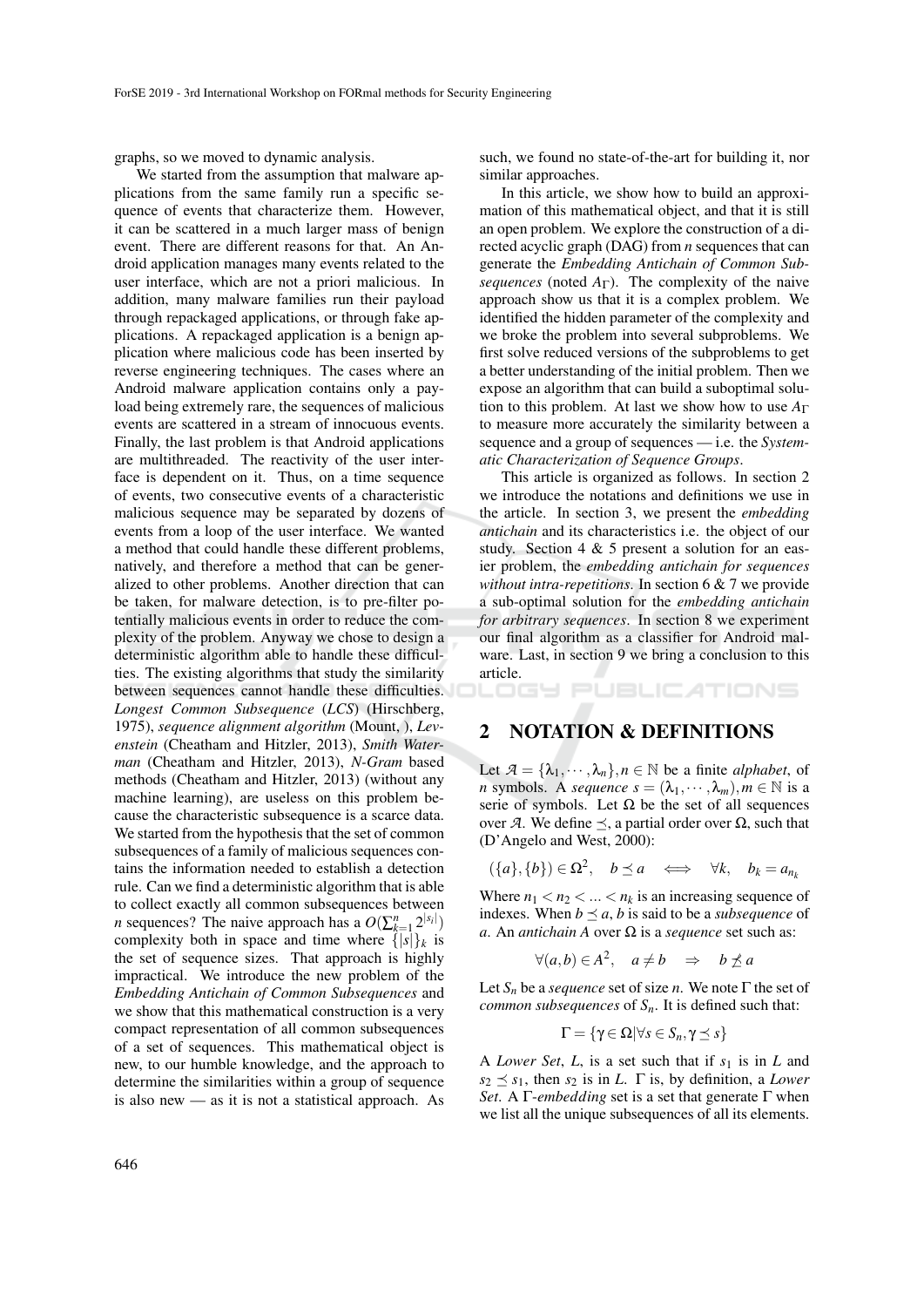graphs, so we moved to dynamic analysis.

We started from the assumption that malware applications from the same family run a specific sequence of events that characterize them. However, it can be scattered in a much larger mass of benign event. There are different reasons for that. An Android application manages many events related to the user interface, which are not a priori malicious. In addition, many malware families run their payload through repackaged applications, or through fake applications. A repackaged application is a benign application where malicious code has been inserted by reverse engineering techniques. The cases where an Android malware application contains only a payload being extremely rare, the sequences of malicious events are scattered in a stream of innocuous events. Finally, the last problem is that Android applications are multithreaded. The reactivity of the user interface is dependent on it. Thus, on a time sequence of events, two consecutive events of a characteristic malicious sequence may be separated by dozens of events from a loop of the user interface. We wanted a method that could handle these different problems, natively, and therefore a method that can be generalized to other problems. Another direction that can be taken, for malware detection, is to pre-filter potentially malicious events in order to reduce the complexity of the problem. Anyway we chose to design a deterministic algorithm able to handle these difficulties. The existing algorithms that study the similarity between sequences cannot handle these difficulties. *Longest Common Subsequence* (*LCS*) (Hirschberg, 1975), *sequence alignment algorithm* (Mount, ), *Levenstein* (Cheatham and Hitzler, 2013), *Smith Waterman* (Cheatham and Hitzler, 2013), *N-Gram* based methods (Cheatham and Hitzler, 2013) (without any machine learning), are useless on this problem because the characteristic subsequence is a scarce data. We started from the hypothesis that the set of common subsequences of a family of malicious sequences contains the information needed to establish a detection rule. Can we find a deterministic algorithm that is able to collect exactly all common subsequences between $n$ sequences? The naive approach has a $O(\sum_{k=1}^{n} 2^{|s_i|})$ complexity both in space and time where $\{|s|\}_k$ is the set of sequence sizes. That approach is highly impractical. We introduce the new problem of the *Embedding Antichain of Common Subsequences* and we show that this mathematical construction is a very compact representation of all common subsequences of a set of sequences. This mathematical object is new, to our humble knowledge, and the approach to determine the similarities within a group of sequence is also new — as it is not a statistical approach. As such, we found no state-of-the-art for building it, nor similar approaches.

In this article, we show how to build an approximation of this mathematical object, and that it is still an open problem. We explore the construction of a directed acyclic graph (DAG) from $n$ sequences that can generate the *Embedding Antichain of Common Subsequences* (noted $A_\Gamma$). The complexity of the naive approach show us that it is a complex problem. We identified the hidden parameter of the complexity and we broke the problem into several subproblems. We first solve reduced versions of the subproblems to get a better understanding of the initial problem. Then we expose an algorithm that can build a suboptimal solution to this problem. At last we show how to use $A_\Gamma$ to measure more accurately the similarity between a sequence and a group of sequences — i.e. the *Systematic Characterization of Sequence Groups*.

This article is organized as follows. In section 2 we introduce the notations and definitions we use in the article. In section 3, we present the *embedding antichain* and its characteristics i.e. the object of our study. Section 4 & 5 present a solution for an easier problem, the *embedding antichain for sequences without intra-repetitions*. In section 6 & 7 we provide a sub-optimal solution for the *embedding antichain for arbitrary sequences*. In section 8 we experiment our final algorithm as a classifier for Android malware. Last, in section 9 we bring a conclusion to this article.

## 2 NOTATION & DEFINITIONS

Let $\mathcal{A} = \{\lambda_1, \cdots, \lambda_n\}, n \in \mathbb{N}$ be a finite *alphabet*, of $n$ symbols. A *sequence* $s = (\lambda_1, \cdots, \lambda_m), m \in \mathbb{N}$ is a serie of symbols. Let $\Omega$ be the set of all sequences over $\mathcal{A}$. We define $\preceq$, a partial order over $\Omega$, such that (D'Angelo and West, 2000):

$$(\{a\}, \{b\}) \in \Omega^2, \quad b \preceq a \quad \Longleftrightarrow \quad \forall k, \quad b_k = a_{n_k}$$

Where $n_1 < n_2 < ... < n_k$ is an increasing sequence of indexes. When $b \preceq a$, $b$ is said to be a *subsequence* of $a$. An *antichain* $A$ over $\Omega$ is a *sequence* set such as:

$$\forall (a, b) \in A^2, \quad a \neq b \quad \Rightarrow \quad b \npreceq a$$

Let $S_n$ be a *sequence* set of size $n$. We note $\Gamma$ the set of *common subsequences* of $S_n$. It is defined such that:

$$\Gamma = \{\gamma \in \Omega | \forall s \in S_n, \gamma \preceq s\}$$

A *Lower Set*, $L$, is a set such that if $s_1$ is in $L$ and $s_2 \preceq s_1$, then $s_2$ is in $L$. $\Gamma$ is, by definition, a *Lower Set*. A $\Gamma$-*embedding* set is a set that generate $\Gamma$ when we list all the unique subsequences of all its elements.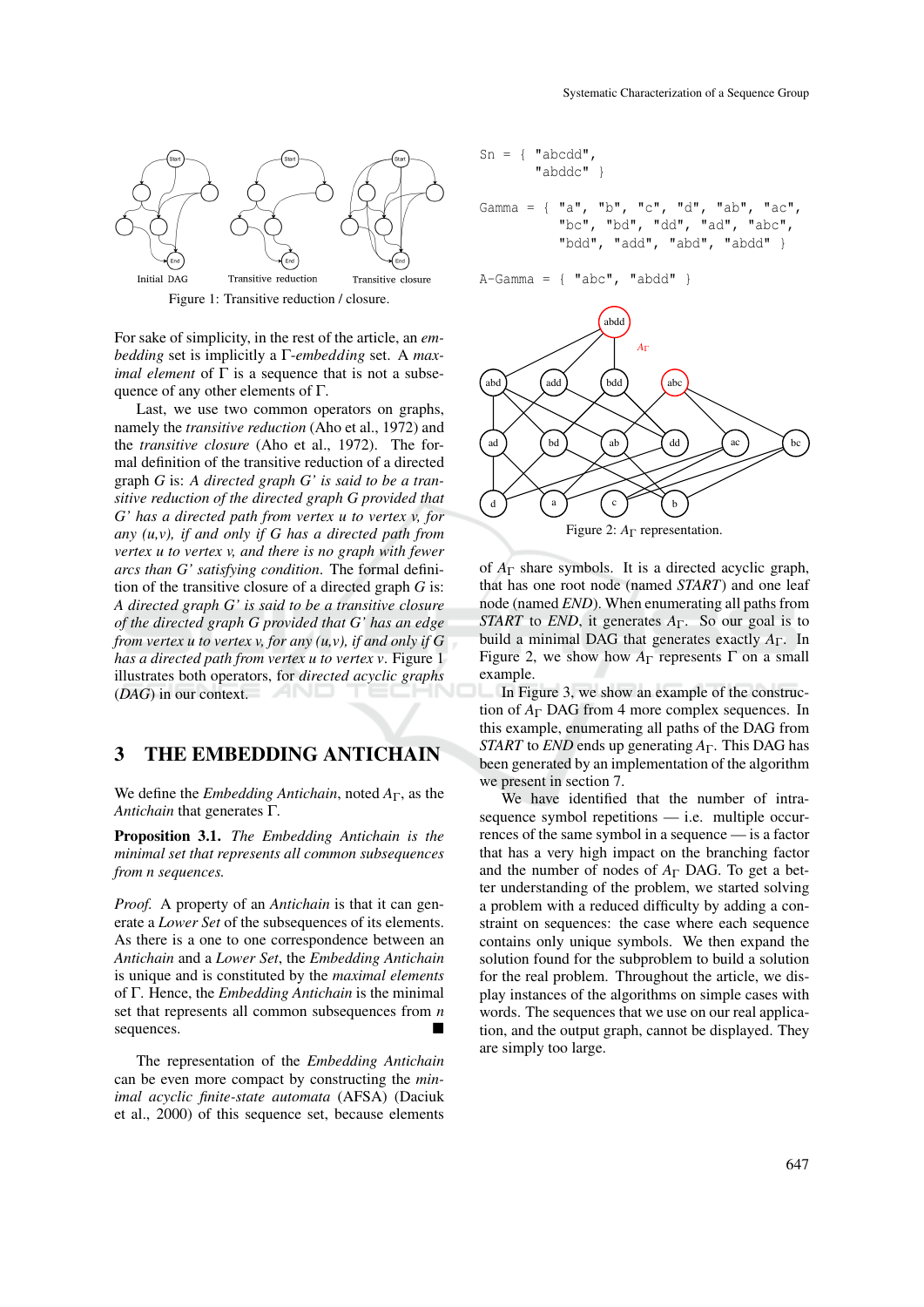Initial DAG

Transitive reduction

Transitive closure

Figure 1: Transitive reduction / closure.

For sake of simplicity, in the rest of the article, an *embedding* set is implicitly a Γ-*embedding* set. A *maximal element* of Γ is a sequence that is not a subsequence of any other elements of Γ.

Last, we use two common operators on graphs, namely the *transitive reduction* (Aho et al., 1972) and the *transitive closure* (Aho et al., 1972). The formal definition of the transitive reduction of a directed graph *G* is: *A directed graph G' is said to be a transitive reduction of the directed graph G provided that G' has a directed path from vertex u to vertex v, for any (u,v), if and only if G has a directed path from vertex u to vertex v, and there is no graph with fewer arcs than G' satisfying condition*. The formal definition of the transitive closure of a directed graph *G* is: *A directed graph G' is said to be a transitive closure of the directed graph G provided that G' has an edge from vertex u to vertex v, for any (u,v), if and only if G has a directed path from vertex u to vertex v*. Figure 1 illustrates both operators, for *directed acyclic graphs* (*DAG*) in our context.

## 3 THE EMBEDDING ANTICHAIN

We define the *Embedding Antichain*, noted $A_\Gamma$, as the *Antichain* that generates Γ.

**Proposition 3.1.** *The Embedding Antichain is the minimal set that represents all common subsequences from n sequences.*

*Proof.* A property of an *Antichain* is that it can generate a *Lower Set* of the subsequences of its elements. As there is a one to one correspondence between an *Antichain* and a *Lower Set*, the *Embedding Antichain* is unique and is constituted by the *maximal elements* of Γ. Hence, the *Embedding Antichain* is the minimal set that represents all common subsequences from *n* sequences. ■

The representation of the *Embedding Antichain* can be even more compact by constructing the *minimal acyclic finite-state automata* (AFSA) (Daciuk et al., 2000) of this sequence set, because elements

```
Sn = { "abcdd",
       "abddc" }

Gamma = { "a", "b", "c", "d", "ab", "ac",
          "bc", "bd", "dd", "ad", "abc",
          "bdd", "add", "abd", "abdd" }

A-Gamma = { "abc", "abdd" }
```

abdd

$A_\Gamma$

abd add bdd abc

ad bd ab dd ac bc

d a c b

Figure 2: $A_\Gamma$ representation.

of $A_\Gamma$ share symbols. It is a directed acyclic graph, that has one root node (named *START*) and one leaf node (named *END*). When enumerating all paths from *START* to *END*, it generates $A_\Gamma$. So our goal is to build a minimal DAG that generates exactly $A_\Gamma$. In Figure 2, we show how $A_\Gamma$ represents Γ on a small example.

In Figure 3, we show an example of the construction of $A_\Gamma$ DAG from 4 more complex sequences. In this example, enumerating all paths of the DAG from *START* to *END* ends up generating $A_\Gamma$. This DAG has been generated by an implementation of the algorithm we present in section 7.

We have identified that the number of intra-sequence symbol repetitions — i.e. multiple occurrences of the same symbol in a sequence — is a factor that has a very high impact on the branching factor and the number of nodes of $A_\Gamma$ DAG. To get a better understanding of the problem, we started solving a problem with a reduced difficulty by adding a constraint on sequences: the case where each sequence contains only unique symbols. We then expand the solution found for the subproblem to build a solution for the real problem. Throughout the article, we display instances of the algorithms on simple cases with words. The sequences that we use on our real application, and the output graph, cannot be displayed. They are simply too large.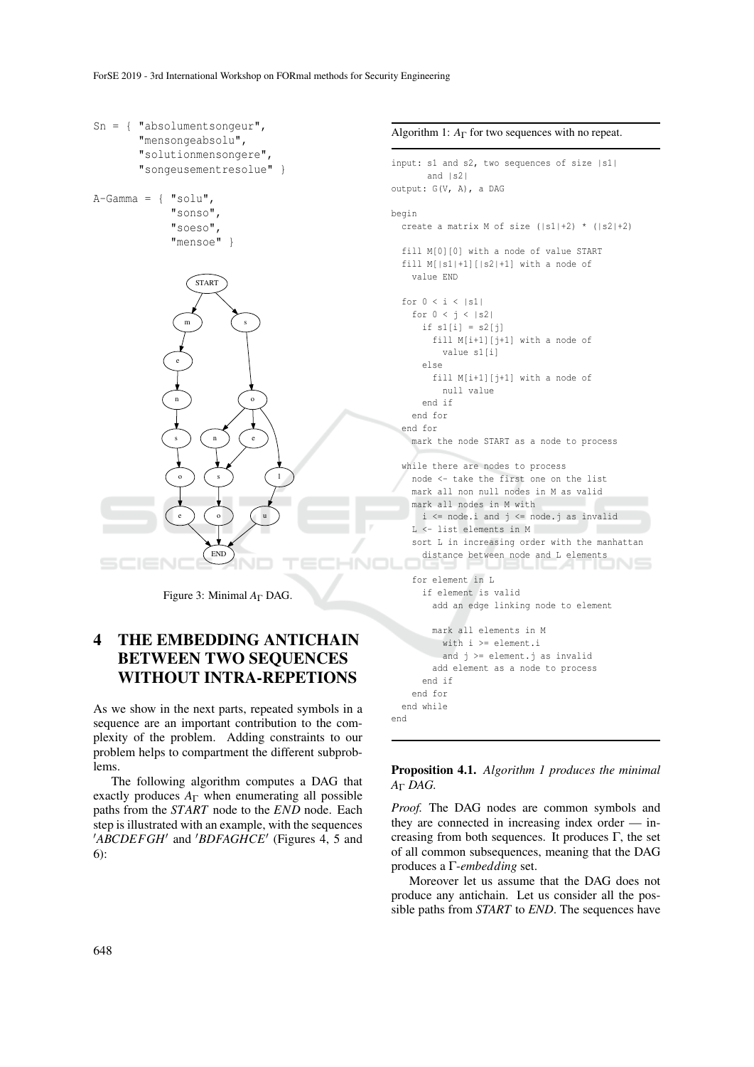```
Sn = { "absolumentsongeur",
       "mensongeabsolu",
       "solutionmensongere",
       "songeusementresolue" }

A-Gamma = { "solu",
            "sonso",
            "soeso",
            "mensoe" }
```

START
m
s
e
n
o
s
n
e
o
s
l
e
o
u
END

Figure 3: Minimal $A_\Gamma$ DAG.

# 4 THE EMBEDDING ANTICHAIN BETWEEN TWO SEQUENCES WITHOUT INTRA-REPETIONS

As we show in the next parts, repeated symbols in a sequence are an important contribution to the complexity of the problem. Adding constraints to our problem helps to compartment the different subproblems.

The following algorithm computes a DAG that exactly produces $A_\Gamma$ when enumerating all possible paths from the *START* node to the *END* node. Each step is illustrated with an example, with the sequences $'ABCDEFGH'$ and $'BDFAGHCE'$ (Figures 4, 5 and 6):

Algorithm 1: $A_\Gamma$ for two sequences with no repeat.

```
input: s1 and s2, two sequences of size |s1|
       and |s2|
output: G(V, A), a DAG

begin
  create a matrix M of size (|s1|+2) * (|s2|+2)

  fill M[0][0] with a node of value START
  fill M[|s1|+1][|s2|+1] with a node of
    value END

  for 0 < i < |s1|
    for 0 < j < |s2|
      if s1[i] = s2[j]
        fill M[i+1][j+1] with a node of
          value s1[i]
      else
        fill M[i+1][j+1] with a node of
          null value
      end if
    end for
  end for
    mark the node START as a node to process

  while there are nodes to process
    node <- take the first one on the list
    mark all non null nodes in M as valid
    mark all nodes in M with
      i <= node.i and j <= node.j as invalid
    L <- list elements in M
    sort L in increasing order with the manhattan
      distance between node and L elements

    for element in L
      if element is valid
        add an edge linking node to element

        mark all elements in M
          with i >= element.i
          and j >= element.j as invalid
        add element as a node to process
      end if
    end for
  end while
end
```

**Proposition 4.1.** *Algorithm 1 produces the minimal $A_\Gamma$ DAG.*

*Proof.* The DAG nodes are common symbols and they are connected in increasing index order — increasing from both sequences. It produces $\Gamma$, the set of all common subsequences, meaning that the DAG produces a $\Gamma$-*embedding* set.

Moreover let us assume that the DAG does not produce any antichain. Let us consider all the possible paths from *START* to *END*. The sequences have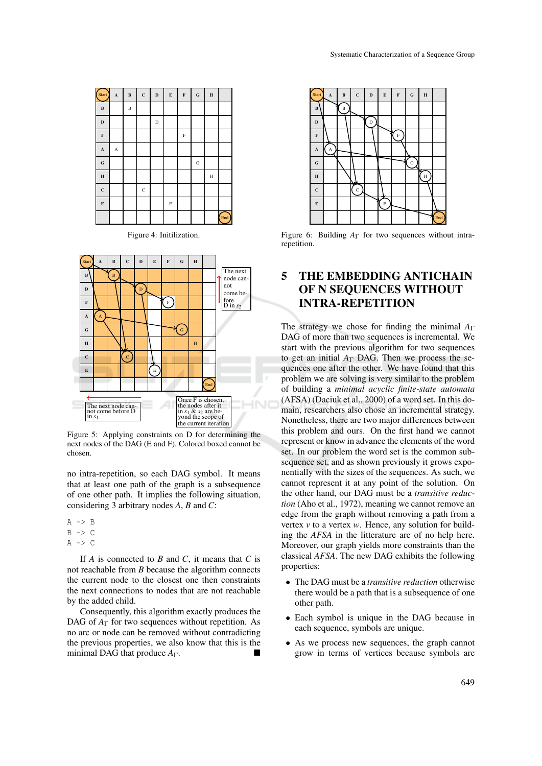Figure 4: Initilization.

The next node cannot come before D in $s_2$

The next node cannot come before D in $s_1$

Once F is chosen, the nodes after it in $s_1$ & $s_2$ are beyond the scope of the current iteration

Figure 5: Applying constraints on D for determining the next nodes of the DAG (E and F). Colored boxed cannot be chosen.

no intra-repetition, so each DAG symbol. It means that at least one path of the graph is a subsequence of one other path. It implies the following situation, considering 3 arbitrary nodes $A$, $B$ and $C$:

```
A -> B
B -> C
A -> C
```

If $A$ is connected to $B$ and $C$, it means that $C$ is not reachable from $B$ because the algorithm connects the current node to the closest one then constraints the next connections to nodes that are not reachable by the added child.

Consequently, this algorithm exactly produces the DAG of $A_\Gamma$ for two sequences without repetition. As no arc or node can be removed without contradicting the previous properties, we also know that this is the minimal DAG that produce $A_\Gamma$. ■

Figure 6: Building $A_\Gamma$ for two sequences without intra-repetition.

# 5 THE EMBEDDING ANTICHAIN OF N SEQUENCES WITHOUT INTRA-REPETITION

The strategy we chose for finding the minimal $A_\Gamma$ DAG of more than two sequences is incremental. We start with the previous algorithm for two sequences to get an initial $A_\Gamma$ DAG. Then we process the sequences one after the other. We have found that this problem we are solving is very similar to the problem of building a *minimal acyclic finite-state automata* (AFSA) (Daciuk et al., 2000) of a word set. In this domain, researchers also chose an incremental strategy. Nonetheless, there are two major differences between this problem and ours. On the first hand we cannot represent or know in advance the elements of the word set. In our problem the word set is the common subsequence set, and as shown previously it grows exponentially with the sizes of the sequences. As such, we cannot represent it at any point of the solution. On the other hand, our DAG must be a *transitive reduction* (Aho et al., 1972), meaning we cannot remove an edge from the graph without removing a path from a vertex $v$ to a vertex $w$. Hence, any solution for building the *AFSA* in the litterature are of no help here. Moreover, our graph yields more constraints than the classical *AFSA*. The new DAG exhibits the following properties:

- The DAG must be a *transitive reduction* otherwise there would be a path that is a subsequence of one other path.
- Each symbol is unique in the DAG because in each sequence, symbols are unique.
- As we process new sequences, the graph cannot grow in terms of vertices because symbols are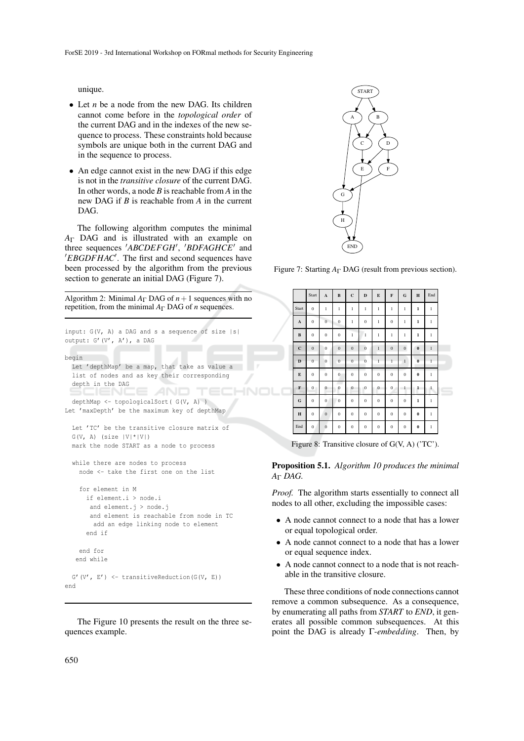unique.

- Let $n$ be a node from the new DAG. Its children cannot come before in the *topological order* of the current DAG and in the indexes of the new sequence to process. These constraints hold because symbols are unique both in the current DAG and in the sequence to process.
- An edge cannot exist in the new DAG if this edge is not in the *transitive closure* of the current DAG. In other words, a node $B$ is reachable from $A$ in the new DAG if $B$ is reachable from $A$ in the current DAG.

The following algorithm computes the minimal $A_\Gamma$ DAG and is illustrated with an example on three sequences $'ABCDEFGH'$, $'BDFAGHCE'$ and $'EBGDFHAC'$. The first and second sequences have been processed by the algorithm from the previous section to generate an initial DAG (Figure 7).

Algorithm 2: Minimal $A_\Gamma$ DAG of $n+1$ sequences with no repetition, from the minimal $A_\Gamma$ DAG of $n$ sequences.

```
input: G(V, A) a DAG and s a sequence of size |s|
output: G'(V', A'), a DAG

begin
  Let 'depthMap' be a map, that take as value a
  list of nodes and as key their corresponding
  depth in the DAG

  depthMap <- topologicalSort( G(V, A) )
Let 'maxDepth' be the maximum key of depthMap

  Let 'TC' be the transitive closure matrix of
  G(V, A) (size |V|*|V|)
  mark the node START as a node to process

  while there are nodes to process
    node <- take the first one on the list

    for element in M
      if element.i > node.i
       and element.j > node.j
       and element is reachable from node in TC
        add an edge linking node to element
      end if

    end for
   end while

  G'(V', E') <- transitiveReduction(G(V, E))
end
```

The Figure 10 presents the result on the three sequences example.

START
A
B
C
D
E
F
G
H
END

Figure 7: Starting $A_\Gamma$ DAG (result from previous section).

| | Start | A | B | C | D | E | F | G | H | End |
|---|---|---|---|---|---|---|---|---|---|---|
| Start | 0 | 1 | 1 | 1 | 1 | 1 | 1 | 1 | **1** | 1 |
| A | 0 | 0 | 0 | 1 | 0 | 1 | 0 | 1 | **1** | 1 |
| B | 0 | 0 | 0 | 1 | 1 | 1 | 1 | 1 | **1** | 1 |
| C | 0 | 0 | 0 | 0 | 0 | 1 | 0 | 0 | **0** | 1 |
| D | 0 | 0 | 0 | 0 | 0 | 1 | 1 | 1 | **0** | 1 |
| E | 0 | 0 | 0 | 0 | 0 | 0 | 0 | 0 | **0** | 1 |
| F | 0 | 0 | 0 | 0 | 0 | 0 | 0 | 1 | **1** | 1 |
| G | 0 | 0 | 0 | 0 | 0 | 0 | 0 | 0 | **1** | 1 |
| H | 0 | 0 | 0 | 0 | 0 | 0 | 0 | 0 | **0** | 1 |
| End | 0 | 0 | 0 | 0 | 0 | 0 | 0 | 0 | **0** | 1 |

Figure 8: Transitive closure of G(V, A) ('TC').

**Proposition 5.1.** *Algorithm 10 produces the minimal $A_\Gamma$ DAG.*

*Proof.* The algorithm starts essentially to connect all nodes to all other, excluding the impossible cases:

- A node cannot connect to a node that has a lower or equal topological order.
- A node cannot connect to a node that has a lower or equal sequence index.
- A node cannot connect to a node that is not reachable in the transitive closure.

These three conditions of node connections cannot remove a common subsequence. As a consequence, by enumerating all paths from *START* to *END*, it generates all possible common subsequences. At this point the DAG is already $\Gamma$-*embedding*. Then, by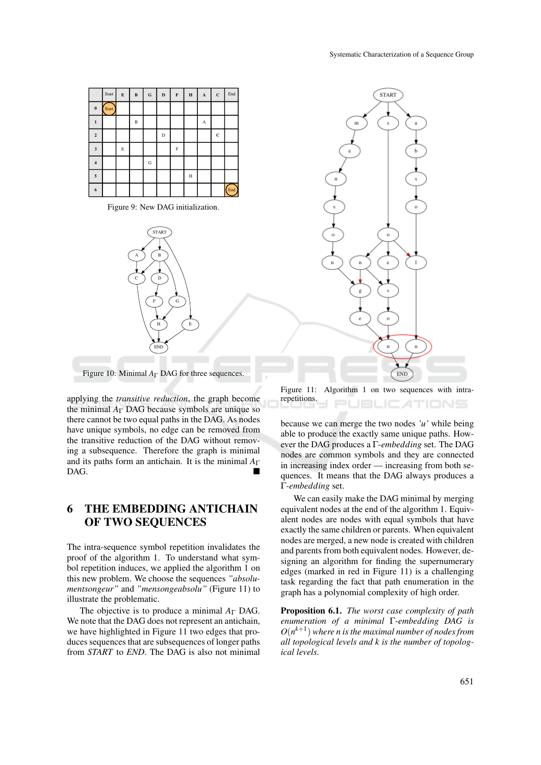| | Start | E | B | G | D | F | H | A | C | End |
|---|---|---|---|---|---|---|---|---|---|---|
| 0 | Start | | | | | | | | | |
| 1 | | | B | | | | | A | | |
| 2 | | | | | D | | | | C | |
| 3 | | E | | | | F | | | | |
| 4 | | | | G | | | | | | |
| 5 | | | | | | | H | | | |
| 6 | | | | | | | | | | End |

Figure 9: New DAG initialization.

Figure 10: Minimal $A_\Gamma$ DAG for three sequences.

applying the *transitive reduction*, the graph become the minimal $A_\Gamma$ DAG because symbols are unique so there cannot be two equal paths in the DAG. As nodes have unique symbols, no edge can be removed from the transitive reduction of the DAG without removing a subsequence. Therefore the graph is minimal and its paths form an antichain. It is the minimal $A_\Gamma$ DAG. ■

## 6 THE EMBEDDING ANTICHAIN OF TWO SEQUENCES

The intra-sequence symbol repetition invalidates the proof of the algorithm 1. To understand what symbol repetition induces, we applied the algorithm 1 on this new problem. We choose the sequences *"absolumentsongeur"* and *"mensongeabsolu"* (Figure 11) to illustrate the problematic.

The objective is to produce a minimal $A_\Gamma$ DAG. We note that the DAG does not represent an antichain, we have highlighted in Figure 11 two edges that produces sequences that are subsequences of longer paths from *START* to *END*. The DAG is also not minimal

Figure 11: Algorithm 1 on two sequences with intra-repetitions.

because we can merge the two nodes *'u'* while being able to produce the exactly same unique paths. However the DAG produces a Γ-*embedding* set. The DAG nodes are common symbols and they are connected in increasing index order — increasing from both sequences. It means that the DAG always produces a Γ-*embedding* set.

We can easily make the DAG minimal by merging equivalent nodes at the end of the algorithm 1. Equivalent nodes are nodes with equal symbols that have exactly the same children or parents. When equivalent nodes are merged, a new node is created with children and parents from both equivalent nodes. However, designing an algorithm for finding the supernumerary edges (marked in red in Figure 11) is a challenging task regarding the fact that path enumeration in the graph has a polynomial complexity of high order.

**Proposition 6.1.** *The worst case complexity of path enumeration of a minimal* Γ*-embedding DAG is* $O(n^{k+1})$ *where n is the maximal number of nodes from all topological levels and k is the number of topological levels.*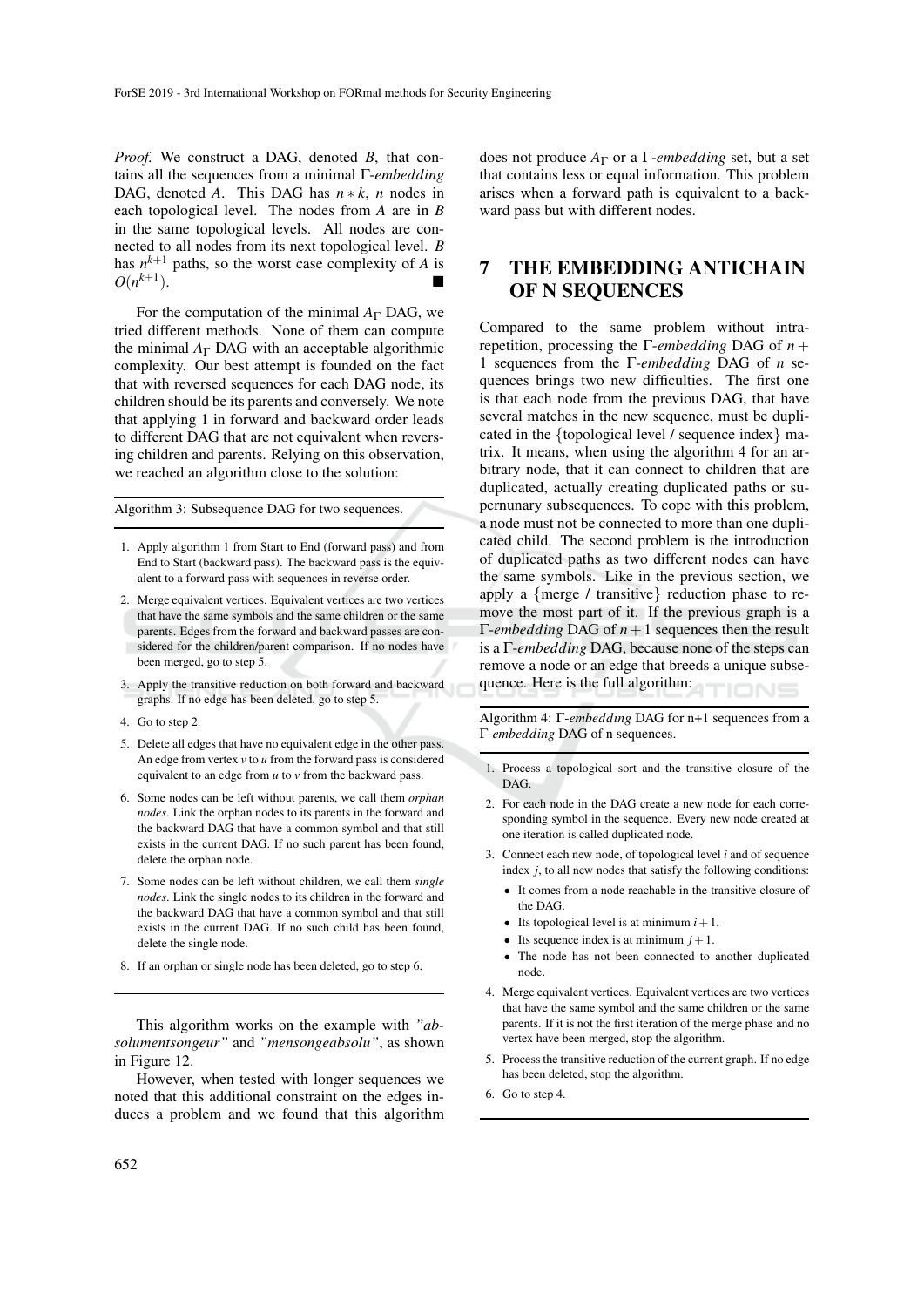*Proof.* We construct a DAG, denoted $B$, that contains all the sequences from a minimal $\Gamma$-*embedding* DAG, denoted $A$. This DAG has $n * k$, $n$ nodes in each topological level. The nodes from $A$ are in $B$ in the same topological levels. All nodes are connected to all nodes from its next topological level. $B$ has $n^{k+1}$ paths, so the worst case complexity of $A$ is $O(n^{k+1})$. ■

For the computation of the minimal $A_\Gamma$ DAG, we tried different methods. None of them can compute the minimal $A_\Gamma$ DAG with an acceptable algorithmic complexity. Our best attempt is founded on the fact that with reversed sequences for each DAG node, its children should be its parents and conversely. We note that applying 1 in forward and backward order leads to different DAG that are not equivalent when reversing children and parents. Relying on this observation, we reached an algorithm close to the solution:

Algorithm 3: Subsequence DAG for two sequences.

1. Apply algorithm 1 from Start to End (forward pass) and from End to Start (backward pass). The backward pass is the equivalent to a forward pass with sequences in reverse order.
2. Merge equivalent vertices. Equivalent vertices are two vertices that have the same symbols and the same children or the same parents. Edges from the forward and backward passes are considered for the children/parent comparison. If no nodes have been merged, go to step 5.
3. Apply the transitive reduction on both forward and backward graphs. If no edge has been deleted, go to step 5.
4. Go to step 2.
5. Delete all edges that have no equivalent edge in the other pass. An edge from vertex $v$ to $u$ from the forward pass is considered equivalent to an edge from $u$ to $v$ from the backward pass.
6. Some nodes can be left without parents, we call them *orphan nodes*. Link the orphan nodes to its parents in the forward and the backward DAG that have a common symbol and that still exists in the current DAG. If no such parent has been found, delete the orphan node.
7. Some nodes can be left without children, we call them *single nodes*. Link the single nodes to its children in the forward and the backward DAG that have a common symbol and that still exists in the current DAG. If no such child has been found, delete the single node.
8. If an orphan or single node has been deleted, go to step 6.

This algorithm works on the example with *"absolumentsongeur"* and *"mensongeabsolu"*, as shown in Figure 12.

However, when tested with longer sequences we noted that this additional constraint on the edges induces a problem and we found that this algorithm does not produce $A_\Gamma$ or a $\Gamma$-*embedding* set, but a set that contains less or equal information. This problem arises when a forward path is equivalent to a backward pass but with different nodes.

# 7 THE EMBEDDING ANTICHAIN OF N SEQUENCES

Compared to the same problem without intra-repetition, processing the $\Gamma$-*embedding* DAG of $n+1$ sequences from the $\Gamma$-*embedding* DAG of $n$ sequences brings two new difficulties. The first one is that each node from the previous DAG, that have several matches in the new sequence, must be duplicated in the {topological level / sequence index} matrix. It means, when using the algorithm 4 for an arbitrary node, that it can connect to children that are duplicated, actually creating duplicated paths or supernumerary subsequences. To cope with this problem, a node must not be connected to more than one duplicated child. The second problem is the introduction of duplicated paths as two different nodes can have the same symbols. Like in the previous section, we apply a {merge / transitive} reduction phase to remove the most part of it. If the previous graph is a $\Gamma$-*embedding* DAG of $n+1$ sequences then the result is a $\Gamma$-*embedding* DAG, because none of the steps can remove a node or an edge that breeds a unique subsequence. Here is the full algorithm:

Algorithm 4: $\Gamma$-*embedding* DAG for n+1 sequences from a $\Gamma$-*embedding* DAG of n sequences.

1. Process a topological sort and the transitive closure of the DAG.
2. For each node in the DAG create a new node for each corresponding symbol in the sequence. Every new node created at one iteration is called duplicated node.
3. Connect each new node, of topological level $i$ and of sequence index $j$, to all new nodes that satisfy the following conditions:
   - It comes from a node reachable in the transitive closure of the DAG.
   - Its topological level is at minimum $i+1$.
   - Its sequence index is at minimum $j+1$.
   - The node has not been connected to another duplicated node.
4. Merge equivalent vertices. Equivalent vertices are two vertices that have the same symbol and the same children or the same parents. If it is not the first iteration of the merge phase and no vertex have been merged, stop the algorithm.
5. Process the transitive reduction of the current graph. If no edge has been deleted, stop the algorithm.
6. Go to step 4.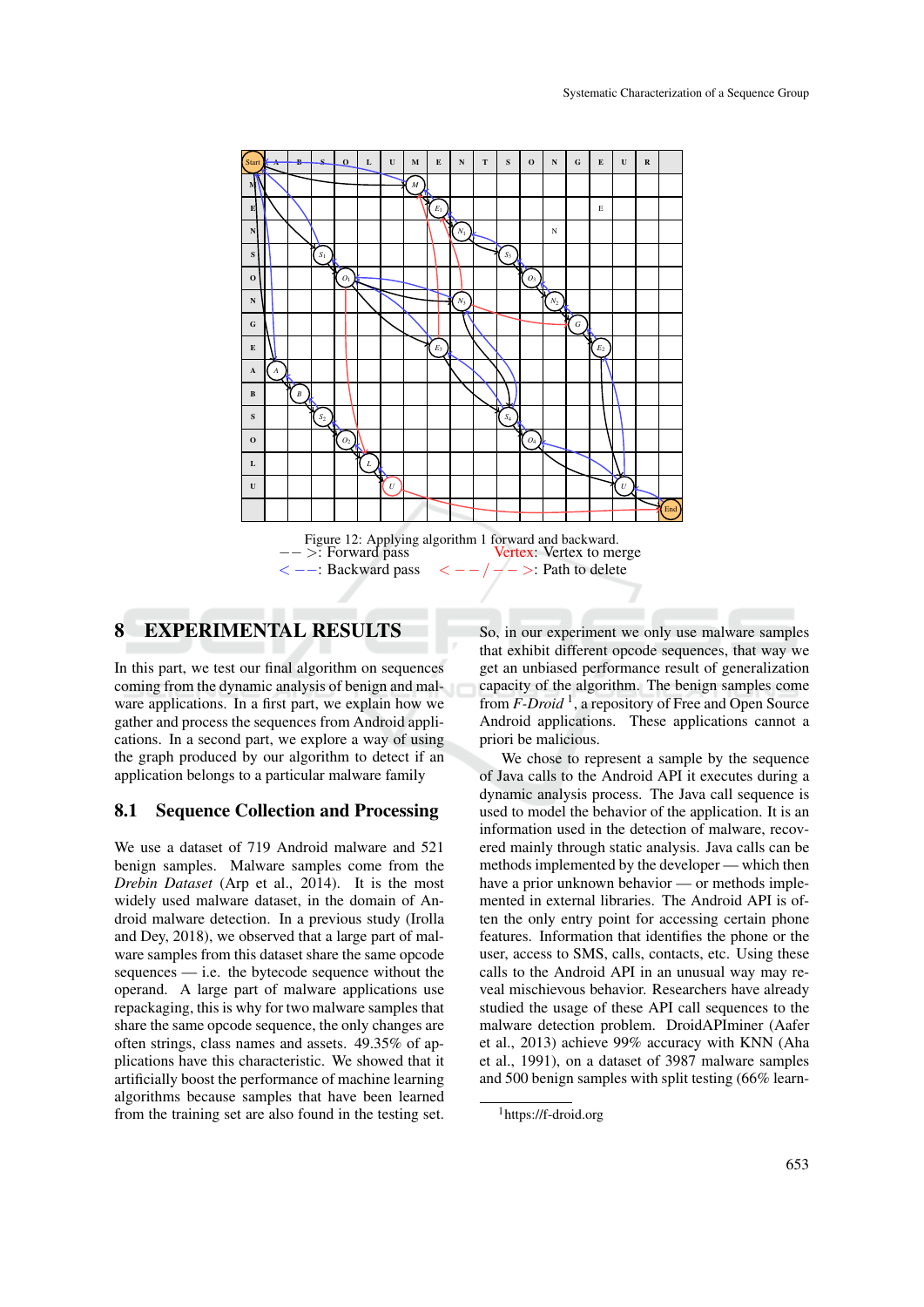Figure 12: Applying algorithm 1 forward and backward.

$--$>: Forward pass  Vertex: Vertex to merge

$<--$: Backward pass  $<--/-->$: Path to delete

## 8 EXPERIMENTAL RESULTS

In this part, we test our final algorithm on sequences coming from the dynamic analysis of benign and malware applications. In a first part, we explain how we gather and process the sequences from Android applications. In a second part, we explore a way of using the graph produced by our algorithm to detect if an application belongs to a particular malware family

### 8.1 Sequence Collection and Processing

We use a dataset of 719 Android malware and 521 benign samples. Malware samples come from the *Drebin Dataset* (Arp et al., 2014). It is the most widely used malware dataset, in the domain of Android malware detection. In a previous study (Irolla and Dey, 2018), we observed that a large part of malware samples from this dataset share the same opcode sequences — i.e. the bytecode sequence without the operand. A large part of malware applications use repackaging, this is why for two malware samples that share the same opcode sequence, the only changes are often strings, class names and assets. 49.35% of applications have this characteristic. We showed that it artificially boost the performance of machine learning algorithms because samples that have been learned from the training set are also found in the testing set. So, in our experiment we only use malware samples that exhibit different opcode sequences, that way we get an unbiased performance result of generalization capacity of the algorithm. The benign samples come from *F-Droid* [1], a repository of Free and Open Source Android applications. These applications cannot a priori be malicious.

We chose to represent a sample by the sequence of Java calls to the Android API it executes during a dynamic analysis process. The Java call sequence is used to model the behavior of the application. It is an information used in the detection of malware, recovered mainly through static analysis. Java calls can be methods implemented by the developer — which then have a prior unknown behavior — or methods implemented in external libraries. The Android API is often the only entry point for accessing certain phone features. Information that identifies the phone or the user, access to SMS, calls, contacts, etc. Using these calls to the Android API in an unusual way may reveal mischievous behavior. Researchers have already studied the usage of these API call sequences to the malware detection problem. DroidAPIminer (Aafer et al., 2013) achieve 99% accuracy with KNN (Aha et al., 1991), on a dataset of 3987 malware samples and 500 benign samples with split testing (66% learn-

[1] https://f-droid.org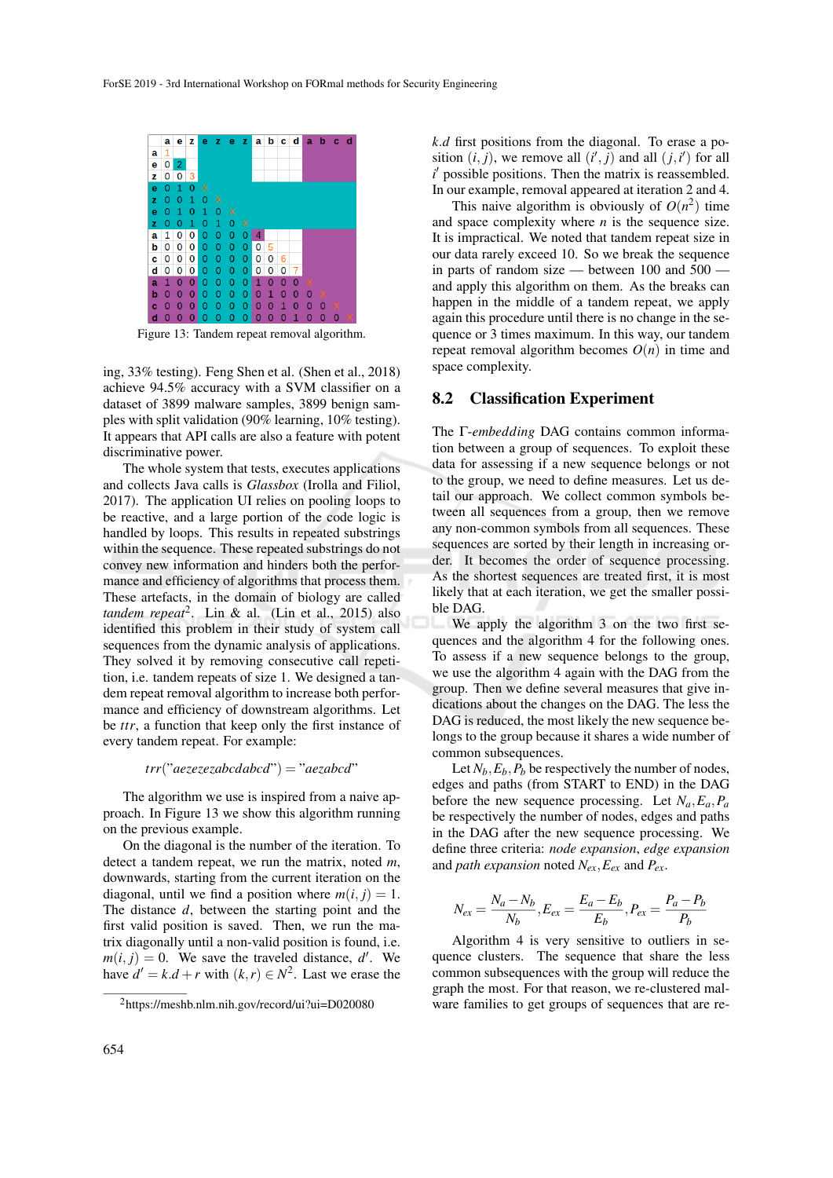Figure 13: Tandem repeat removal algorithm.

ing, 33% testing). Feng Shen et al. (Shen et al., 2018) achieve 94.5% accuracy with a SVM classifier on a dataset of 3899 malware samples, 3899 benign samples with split validation (90% learning, 10% testing). It appears that API calls are also a feature with potent discriminative power.

The whole system that tests, executes applications and collects Java calls is *Glassbox* (Irolla and Filiol, 2017). The application UI relies on pooling loops to be reactive, and a large portion of the code logic is handled by loops. This results in repeated substrings within the sequence. These repeated substrings do not convey new information and hinders both the performance and efficiency of algorithms that process them. These artefacts, in the domain of biology are called *tandem repeat*[2]. Lin & al. (Lin et al., 2015) also identified this problem in their study of system call sequences from the dynamic analysis of applications. They solved it by removing consecutive call repetition, i.e. tandem repeats of size 1. We designed a tandem repeat removal algorithm to increase both performance and efficiency of downstream algorithms. Let be *ttr*, a function that keep only the first instance of every tandem repeat. For example:

$$trr(\text{"}aezezezabcdabcd\text{"}) = \text{"}aezabcd\text{"}$$

The algorithm we use is inspired from a naive approach. In Figure 13 we show this algorithm running on the previous example.

On the diagonal is the number of the iteration. To detect a tandem repeat, we run the matrix, noted $m$, downwards, starting from the current iteration on the diagonal, until we find a position where $m(i, j) = 1$. The distance $d$, between the starting point and the first valid position is saved. Then, we run the matrix diagonally until a non-valid position is found, i.e. $m(i, j) = 0$. We save the traveled distance, $d'$. We have $d' = k.d + r$ with $(k, r) \in N^2$. Last we erase the $k.d$ first positions from the diagonal. To erase a position $(i, j)$, we remove all $(i', j)$ and all $(j, i')$ for all $i'$ possible positions. Then the matrix is reassembled. In our example, removal appeared at iteration 2 and 4.

This naive algorithm is obviously of $O(n^2)$ time and space complexity where $n$ is the sequence size. It is impractical. We noted that tandem repeat size in our data rarely exceed 10. So we break the sequence in parts of random size — between 100 and 500 — and apply this algorithm on them. As the breaks can happen in the middle of a tandem repeat, we apply again this procedure until there is no change in the sequence or 3 times maximum. In this way, our tandem repeat removal algorithm becomes $O(n)$ in time and space complexity.

## 8.2 Classification Experiment

The $\Gamma$-*embedding* DAG contains common information between a group of sequences. To exploit these data for assessing if a new sequence belongs or not to the group, we need to define measures. Let us detail our approach. We collect common symbols between all sequences from a group, then we remove any non-common symbols from all sequences. These sequences are sorted by their length in increasing order. It becomes the order of sequence processing. As the shortest sequences are treated first, it is most likely that at each iteration, we get the smaller possible DAG.

We apply the algorithm 3 on the two first sequences and the algorithm 4 for the following ones. To assess if a new sequence belongs to the group, we use the algorithm 4 again with the DAG from the group. Then we define several measures that give indications about the changes on the DAG. The less the DAG is reduced, the most likely the new sequence belongs to the group because it shares a wide number of common subsequences.

Let $N_b, E_b, P_b$ be respectively the number of nodes, edges and paths (from START to END) in the DAG before the new sequence processing. Let $N_a, E_a, P_a$ be respectively the number of nodes, edges and paths in the DAG after the new sequence processing. We define three criteria: *node expansion*, *edge expansion* and *path expansion* noted $N_{ex}, E_{ex}$ and $P_{ex}$.

$$N_{ex} = \frac{N_a - N_b}{N_b}, E_{ex} = \frac{E_a - E_b}{E_b}, P_{ex} = \frac{P_a - P_b}{P_b}$$

Algorithm 4 is very sensitive to outliers in sequence clusters. The sequence that share the less common subsequences with the group will reduce the graph the most. For that reason, we re-clustered malware families to get groups of sequences that are re-

[2] https://meshb.nlm.nih.gov/record/ui?ui=D020080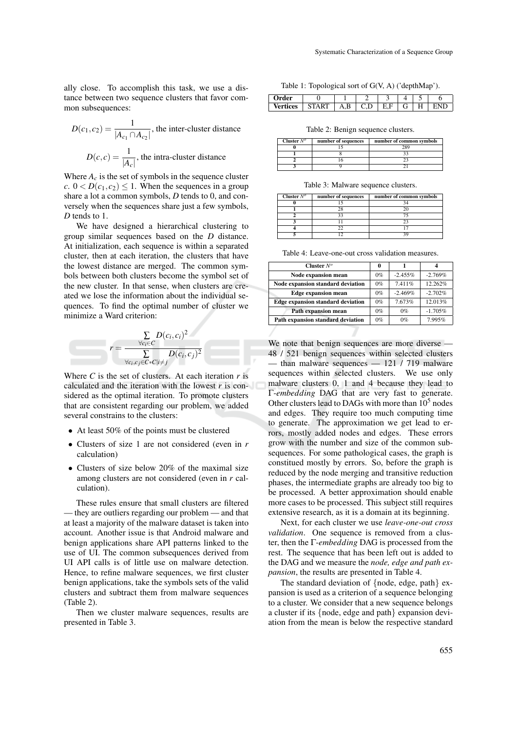ally close. To accomplish this task, we use a distance between two sequence clusters that favor common subsequences:

$$D(c_1,c_2) = \frac{1}{|A_{c_1} \cap A_{c_2}|}, \text{ the inter-cluster distance}$$

$$D(c,c) = \frac{1}{|A_c|}, \text{ the intra-cluster distance}$$

Where $A_c$ is the set of symbols in the sequence cluster $c$. $0 < D(c_1,c_2) \leq 1$. When the sequences in a group share a lot a common symbols, $D$ tends to 0, and conversely when the sequences share just a few symbols, $D$ tends to 1.

We have designed a hierarchical clustering to group similar sequences based on the $D$ distance. At initialization, each sequence is within a separated cluster, then at each iteration, the clusters that have the lowest distance are merged. The common symbols between both clusters become the symbol set of the new cluster. In that sense, when clusters are created we lose the information about the individual sequences. To find the optimal number of cluster we minimize a Ward criterion:

$$r = \frac{\sum_{\forall c_i \in C} D(c_i,c_i)^2}{\sum_{\forall c_i,c_j \in C * C | i \neq j} D(c_i,c_j)^2}$$

Where $C$ is the set of clusters. At each iteration $r$ is calculated and the iteration with the lowest $r$ is considered as the optimal iteration. To promote clusters that are consistent regarding our problem, we added several constrains to the clusters:

- At least 50% of the points must be clustered
- Clusters of size 1 are not considered (even in $r$ calculation)
- Clusters of size below 20% of the maximal size among clusters are not considered (even in $r$ calculation).

These rules ensure that small clusters are filtered — they are outliers regarding our problem — and that at least a majority of the malware dataset is taken into account. Another issue is that Android malware and benign applications share API patterns linked to the use of UI. The common subsequences derived from UI API calls is of little use on malware detection. Hence, to refine malware sequences, we first cluster benign applications, take the symbols sets of the valid clusters and subtract them from malware sequences (Table 2).

Then we cluster malware sequences, results are presented in Table 3.

Table 1: Topological sort of G(V, A) ('depthMap').

| Order | 0 | 1 | 2 | 3 | 4 | 5 | 6 |
|---|---|---|---|---|---|---|---|
| Vertices | START | A,B | C,D | E,F | G | H | END |

Table 2: Benign sequence clusters.

| Cluster N° | number of sequences | number of common symbols |
|---|---|---|
| 0 | 15 | 289 |
| 1 | 8 | 33 |
| 2 | 16 | 23 |
| 3 | 9 | 21 |

Table 3: Malware sequence clusters.

| Cluster N° | number of sequences | number of common symbols |
|---|---|---|
| 0 | 15 | 34 |
| 1 | 28 | 20 |
| 2 | 33 | 75 |
| 3 | 11 | 23 |
| 4 | 22 | 17 |
| 5 | 12 | 39 |

Table 4: Leave-one-out cross validation measures.

| Cluster N° | 0 | 1 | 4 |
|---|---|---|---|
| Node expansion mean | 0% | -2.455% | -2.769% |
| Node expansion standard deviation | 0% | 7.411% | 12.262% |
| Edge expansion mean | 0% | -2.469% | -2.702% |
| Edge expansion standard deviation | 0% | 7.673% | 12.013% |
| Path expansion mean | 0% | 0% | -1.705% |
| Path expansion standard deviation | 0% | 0% | 7.995% |

We note that benign sequences are more diverse — 48 / 521 benign sequences within selected clusters — than malware sequences — 121 / 719 malware sequences within selected clusters. We use only malware clusters 0, 1 and 4 because they lead to Γ-*embedding* DAG that are very fast to generate. Other clusters lead to DAGs with more than $10^5$ nodes and edges. They require too much computing time to generate. The approximation we get lead to errors, mostly added nodes and edges. These errors grow with the number and size of the common subsequences. For some pathological cases, the graph is constitued mostly by errors. So, before the graph is reduced by the node merging and transitive reduction phases, the intermediate graphs are already too big to be processed. A better approximation should enable more cases to be processed. This subject still requires extensive research, as it is a domain at its beginning.

Next, for each cluster we use *leave-one-out cross validation*. One sequence is removed from a cluster, then the Γ-*embedding* DAG is processed from the rest. The sequence that has been left out is added to the DAG and we measure the *node, edge and path expansion*, the results are presented in Table 4.

The standard deviation of {node, edge, path} expansion is used as a criterion of a sequence belonging to a cluster. We consider that a new sequence belongs a cluster if its {node, edge and path} expansion deviation from the mean is below the respective standard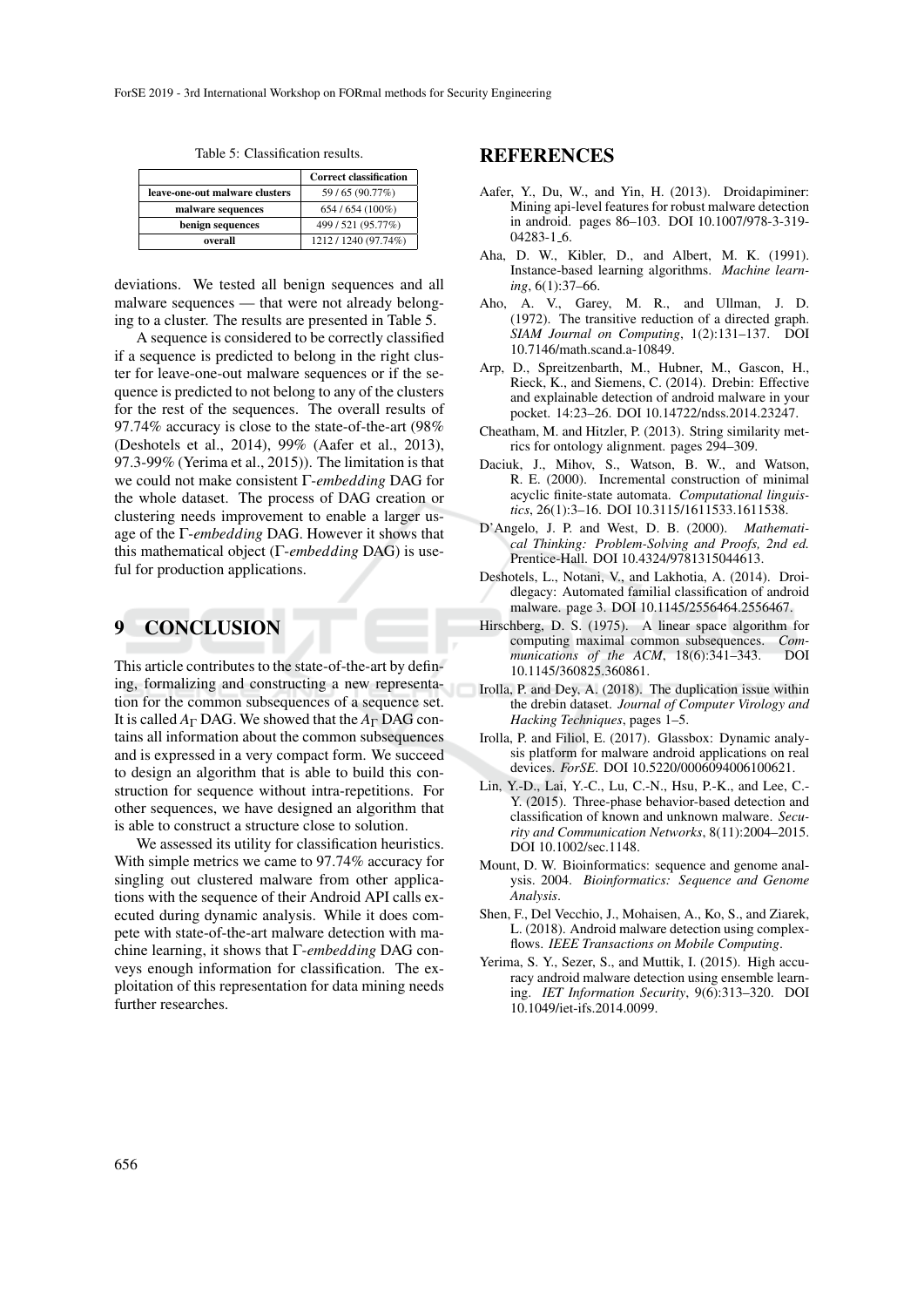Table 5: Classification results.

| | Correct classification |
|---|---|
| **leave-one-out malware clusters** | 59 / 65 (90.77%) |
| **malware sequences** | 654 / 654 (100%) |
| **benign sequences** | 499 / 521 (95.77%) |
| **overall** | 1212 / 1240 (97.74%) |

deviations. We tested all benign sequences and all malware sequences — that were not already belonging to a cluster. The results are presented in Table 5.

A sequence is considered to be correctly classified if a sequence is predicted to belong in the right cluster for leave-one-out malware sequences or if the sequence is predicted to not belong to any of the clusters for the rest of the sequences. The overall results of 97.74% accuracy is close to the state-of-the-art (98% (Deshotels et al., 2014), 99% (Aafer et al., 2013), 97.3-99% (Yerima et al., 2015)). The limitation is that we could not make consistent $\Gamma$-*embedding* DAG for the whole dataset. The process of DAG creation or clustering needs improvement to enable a larger usage of the $\Gamma$-*embedding* DAG. However it shows that this mathematical object ($\Gamma$-*embedding* DAG) is useful for production applications.

# 9 CONCLUSION

This article contributes to the state-of-the-art by defining, formalizing and constructing a new representation for the common subsequences of a sequence set. It is called $A_\Gamma$ DAG. We showed that the $A_\Gamma$ DAG contains all information about the common subsequences and is expressed in a very compact form. We succeed to design an algorithm that is able to build this construction for sequence without intra-repetitions. For other sequences, we have designed an algorithm that is able to construct a structure close to solution.

We assessed its utility for classification heuristics. With simple metrics we came to 97.74% accuracy for singling out clustered malware from other applications with the sequence of their Android API calls executed during dynamic analysis. While it does compete with state-of-the-art malware detection with machine learning, it shows that $\Gamma$-*embedding* DAG conveys enough information for classification. The exploitation of this representation for data mining needs further researches.

# REFERENCES

Aafer, Y., Du, W., and Yin, H. (2013). Droidapiminer: Mining api-level features for robust malware detection in android. pages 86–103. DOI 10.1007/978-3-319-04283-1_6.

Aha, D. W., Kibler, D., and Albert, M. K. (1991). Instance-based learning algorithms. *Machine learning*, 6(1):37–66.

Aho, A. V., Garey, M. R., and Ullman, J. D. (1972). The transitive reduction of a directed graph. *SIAM Journal on Computing*, 1(2):131–137. DOI 10.7146/math.scand.a-10849.

Arp, D., Spreitzenbarth, M., Hubner, M., Gascon, H., Rieck, K., and Siemens, C. (2014). Drebin: Effective and explainable detection of android malware in your pocket. 14:23–26. DOI 10.14722/ndss.2014.23247.

Cheatham, M. and Hitzler, P. (2013). String similarity metrics for ontology alignment. pages 294–309.

Daciuk, J., Mihov, S., Watson, B. W., and Watson, R. E. (2000). Incremental construction of minimal acyclic finite-state automata. *Computational linguistics*, 26(1):3–16. DOI 10.3115/1611533.1611538.

D'Angelo, J. P. and West, D. B. (2000). *Mathematical Thinking: Problem-Solving and Proofs, 2nd ed.* Prentice-Hall. DOI 10.4324/9781315044613.

Deshotels, L., Notani, V., and Lakhotia, A. (2014). Droidlegacy: Automated familial classification of android malware. page 3. DOI 10.1145/2556464.2556467.

Hirschberg, D. S. (1975). A linear space algorithm for computing maximal common subsequences. *Communications of the ACM*, 18(6):341–343. DOI 10.1145/360825.360861.

Irolla, P. and Dey, A. (2018). The duplication issue within the drebin dataset. *Journal of Computer Virology and Hacking Techniques*, pages 1–5.

Irolla, P. and Filiol, E. (2017). Glassbox: Dynamic analysis platform for malware android applications on real devices. *ForSE*. DOI 10.5220/0006094006100621.

Lin, Y.-D., Lai, Y.-C., Lu, C.-N., Hsu, P.-K., and Lee, C.-Y. (2015). Three-phase behavior-based detection and classification of known and unknown malware. *Security and Communication Networks*, 8(11):2004–2015. DOI 10.1002/sec.1148.

Mount, D. W. Bioinformatics: sequence and genome analysis. 2004. *Bioinformatics: Sequence and Genome Analysis*.

Shen, F., Del Vecchio, J., Mohaisen, A., Ko, S., and Ziarek, L. (2018). Android malware detection using complex-flows. *IEEE Transactions on Mobile Computing*.

Yerima, S. Y., Sezer, S., and Muttik, I. (2015). High accuracy android malware detection using ensemble learning. *IET Information Security*, 9(6):313–320. DOI 10.1049/iet-ifs.2014.0099.